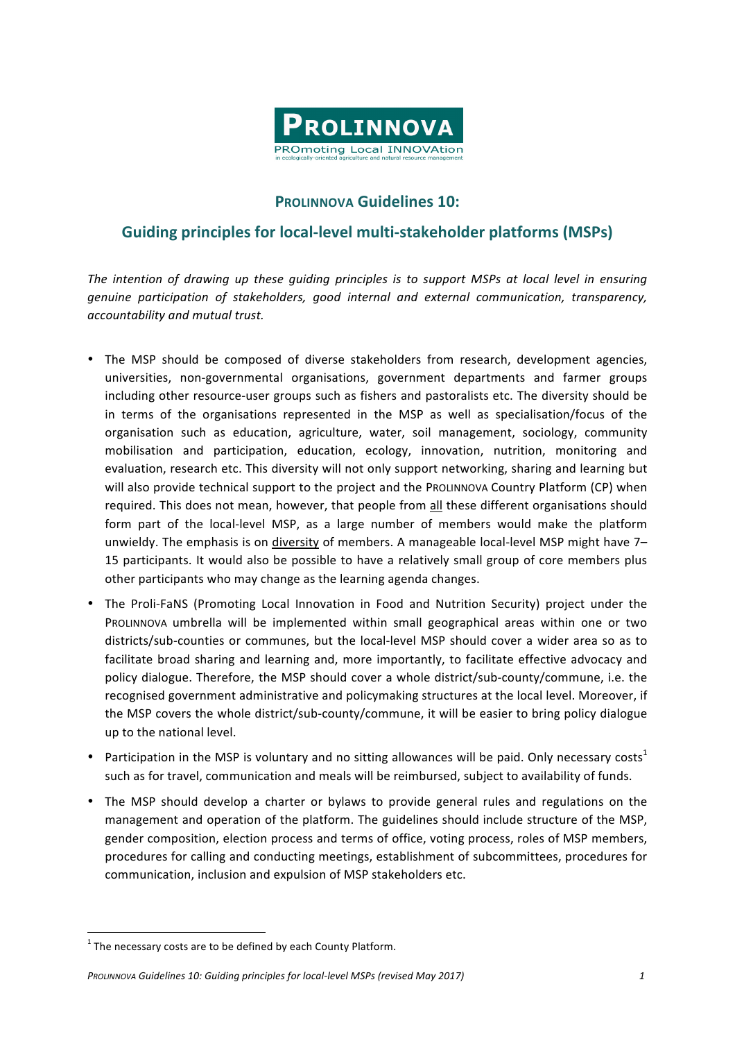**PROLINNOVA**

PROmoting Local INNOVAtion
in ecologically-oriented agriculture and natural resource management

# PROLINNOVA Guidelines 10:

## Guiding principles for local-level multi-stakeholder platforms (MSPs)

*The intention of drawing up these guiding principles is to support MSPs at local level in ensuring genuine participation of stakeholders, good internal and external communication, transparency, accountability and mutual trust.*

- The MSP should be composed of diverse stakeholders from research, development agencies, universities, non-governmental organisations, government departments and farmer groups including other resource-user groups such as fishers and pastoralists etc. The diversity should be in terms of the organisations represented in the MSP as well as specialisation/focus of the organisation such as education, agriculture, water, soil management, sociology, community mobilisation and participation, education, ecology, innovation, nutrition, monitoring and evaluation, research etc. This diversity will not only support networking, sharing and learning but will also provide technical support to the project and the PROLINNOVA Country Platform (CP) when required. This does not mean, however, that people from all these different organisations should form part of the local-level MSP, as a large number of members would make the platform unwieldy. The emphasis is on diversity of members. A manageable local-level MSP might have 7–15 participants. It would also be possible to have a relatively small group of core members plus other participants who may change as the learning agenda changes.
- The Proli-FaNS (Promoting Local Innovation in Food and Nutrition Security) project under the PROLINNOVA umbrella will be implemented within small geographical areas within one or two districts/sub-counties or communes, but the local-level MSP should cover a wider area so as to facilitate broad sharing and learning and, more importantly, to facilitate effective advocacy and policy dialogue. Therefore, the MSP should cover a whole district/sub-county/commune, i.e. the recognised government administrative and policymaking structures at the local level. Moreover, if the MSP covers the whole district/sub-county/commune, it will be easier to bring policy dialogue up to the national level.
- Participation in the MSP is voluntary and no sitting allowances will be paid. Only necessary costs[1] such as for travel, communication and meals will be reimbursed, subject to availability of funds.
- The MSP should develop a charter or bylaws to provide general rules and regulations on the management and operation of the platform. The guidelines should include structure of the MSP, gender composition, election process and terms of office, voting process, roles of MSP members, procedures for calling and conducting meetings, establishment of subcommittees, procedures for communication, inclusion and expulsion of MSP stakeholders etc.

[1] The necessary costs are to be defined by each County Platform.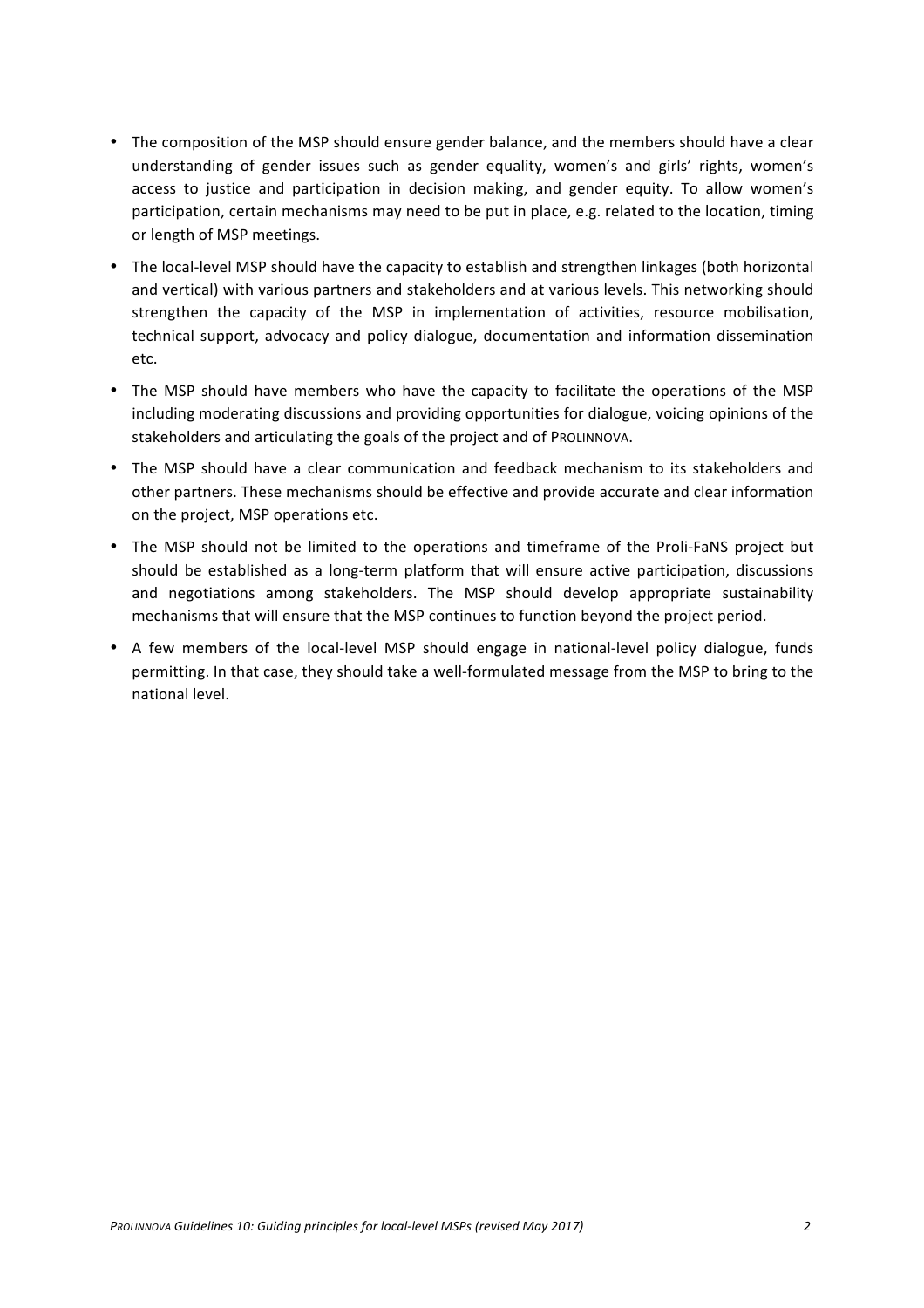- The composition of the MSP should ensure gender balance, and the members should have a clear understanding of gender issues such as gender equality, women's and girls' rights, women's access to justice and participation in decision making, and gender equity. To allow women's participation, certain mechanisms may need to be put in place, e.g. related to the location, timing or length of MSP meetings.
- The local-level MSP should have the capacity to establish and strengthen linkages (both horizontal and vertical) with various partners and stakeholders and at various levels. This networking should strengthen the capacity of the MSP in implementation of activities, resource mobilisation, technical support, advocacy and policy dialogue, documentation and information dissemination etc.
- The MSP should have members who have the capacity to facilitate the operations of the MSP including moderating discussions and providing opportunities for dialogue, voicing opinions of the stakeholders and articulating the goals of the project and of PROLINNOVA.
- The MSP should have a clear communication and feedback mechanism to its stakeholders and other partners. These mechanisms should be effective and provide accurate and clear information on the project, MSP operations etc.
- The MSP should not be limited to the operations and timeframe of the Proli-FaNS project but should be established as a long-term platform that will ensure active participation, discussions and negotiations among stakeholders. The MSP should develop appropriate sustainability mechanisms that will ensure that the MSP continues to function beyond the project period.
- A few members of the local-level MSP should engage in national-level policy dialogue, funds permitting. In that case, they should take a well-formulated message from the MSP to bring to the national level.